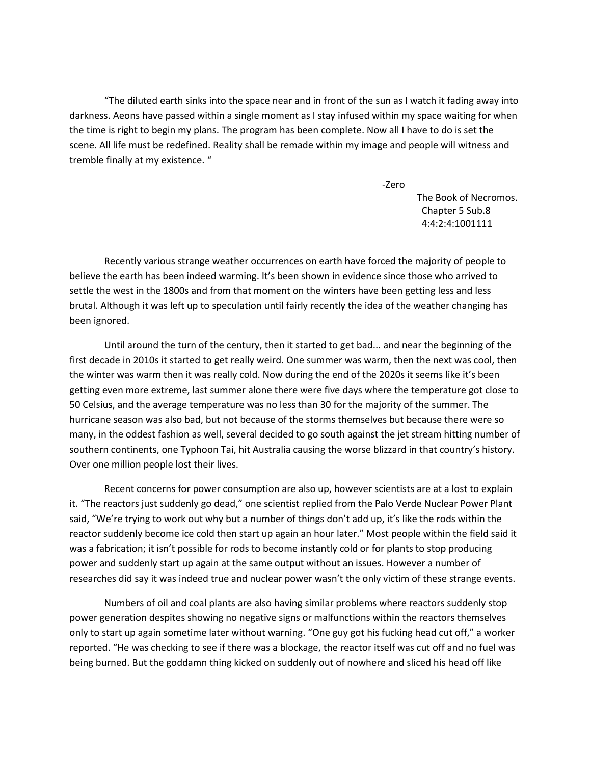"The diluted earth sinks into the space near and in front of the sun as I watch it fading away into darkness. Aeons have passed within a single moment as I stay infused within my space waiting for when the time is right to begin my plans. The program has been complete. Now all I have to do is set the scene. All life must be redefined. Reality shall be remade within my image and people will witness and tremble finally at my existence. "

-Zero
The Book of Necromos.
Chapter 5 Sub.8
4:4:2:4:1001111

Recently various strange weather occurrences on earth have forced the majority of people to believe the earth has been indeed warming. It's been shown in evidence since those who arrived to settle the west in the 1800s and from that moment on the winters have been getting less and less brutal. Although it was left up to speculation until fairly recently the idea of the weather changing has been ignored.

Until around the turn of the century, then it started to get bad... and near the beginning of the first decade in 2010s it started to get really weird. One summer was warm, then the next was cool, then the winter was warm then it was really cold. Now during the end of the 2020s it seems like it's been getting even more extreme, last summer alone there were five days where the temperature got close to 50 Celsius, and the average temperature was no less than 30 for the majority of the summer. The hurricane season was also bad, but not because of the storms themselves but because there were so many, in the oddest fashion as well, several decided to go south against the jet stream hitting number of southern continents, one Typhoon Tai, hit Australia causing the worse blizzard in that country's history. Over one million people lost their lives.

Recent concerns for power consumption are also up, however scientists are at a lost to explain it. "The reactors just suddenly go dead," one scientist replied from the Palo Verde Nuclear Power Plant said, "We're trying to work out why but a number of things don't add up, it's like the rods within the reactor suddenly become ice cold then start up again an hour later." Most people within the field said it was a fabrication; it isn't possible for rods to become instantly cold or for plants to stop producing power and suddenly start up again at the same output without an issues. However a number of researches did say it was indeed true and nuclear power wasn't the only victim of these strange events.

Numbers of oil and coal plants are also having similar problems where reactors suddenly stop power generation despites showing no negative signs or malfunctions within the reactors themselves only to start up again sometime later without warning. "One guy got his fucking head cut off," a worker reported. "He was checking to see if there was a blockage, the reactor itself was cut off and no fuel was being burned. But the goddamn thing kicked on suddenly out of nowhere and sliced his head off like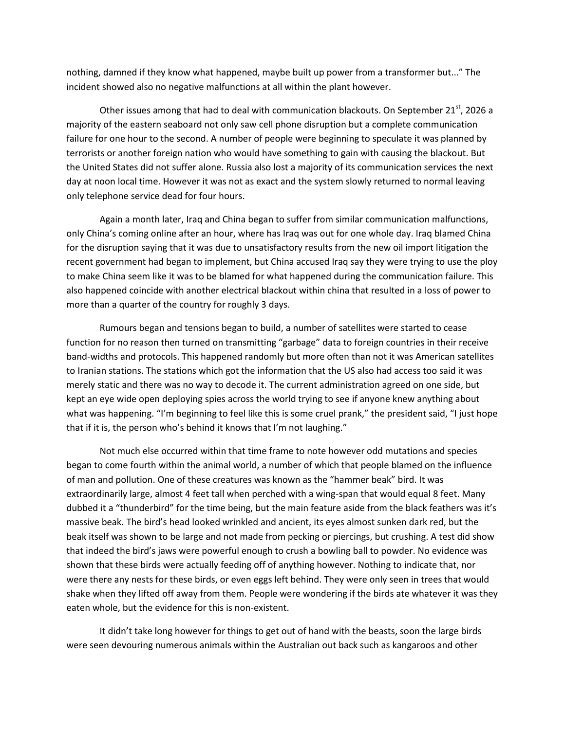nothing, damned if they know what happened, maybe built up power from a transformer but...” The incident showed also no negative malfunctions at all within the plant however.

Other issues among that had to deal with communication blackouts. On September 21st, 2026 a majority of the eastern seaboard not only saw cell phone disruption but a complete communication failure for one hour to the second. A number of people were beginning to speculate it was planned by terrorists or another foreign nation who would have something to gain with causing the blackout. But the United States did not suffer alone. Russia also lost a majority of its communication services the next day at noon local time. However it was not as exact and the system slowly returned to normal leaving only telephone service dead for four hours.

Again a month later, Iraq and China began to suffer from similar communication malfunctions, only China’s coming online after an hour, where has Iraq was out for one whole day. Iraq blamed China for the disruption saying that it was due to unsatisfactory results from the new oil import litigation the recent government had began to implement, but China accused Iraq say they were trying to use the ploy to make China seem like it was to be blamed for what happened during the communication failure. This also happened coincide with another electrical blackout within china that resulted in a loss of power to more than a quarter of the country for roughly 3 days.

Rumours began and tensions began to build, a number of satellites were started to cease function for no reason then turned on transmitting “garbage” data to foreign countries in their receive band-widths and protocols. This happened randomly but more often than not it was American satellites to Iranian stations. The stations which got the information that the US also had access too said it was merely static and there was no way to decode it. The current administration agreed on one side, but kept an eye wide open deploying spies across the world trying to see if anyone knew anything about what was happening. “I’m beginning to feel like this is some cruel prank,” the president said, “I just hope that if it is, the person who’s behind it knows that I’m not laughing.”

Not much else occurred within that time frame to note however odd mutations and species began to come fourth within the animal world, a number of which that people blamed on the influence of man and pollution. One of these creatures was known as the “hammer beak” bird. It was extraordinarily large, almost 4 feet tall when perched with a wing-span that would equal 8 feet. Many dubbed it a “thunderbird” for the time being, but the main feature aside from the black feathers was it’s massive beak. The bird’s head looked wrinkled and ancient, its eyes almost sunken dark red, but the beak itself was shown to be large and not made from pecking or piercings, but crushing. A test did show that indeed the bird’s jaws were powerful enough to crush a bowling ball to powder. No evidence was shown that these birds were actually feeding off of anything however. Nothing to indicate that, nor were there any nests for these birds, or even eggs left behind. They were only seen in trees that would shake when they lifted off away from them. People were wondering if the birds ate whatever it was they eaten whole, but the evidence for this is non-existent.

It didn’t take long however for things to get out of hand with the beasts, soon the large birds were seen devouring numerous animals within the Australian out back such as kangaroos and other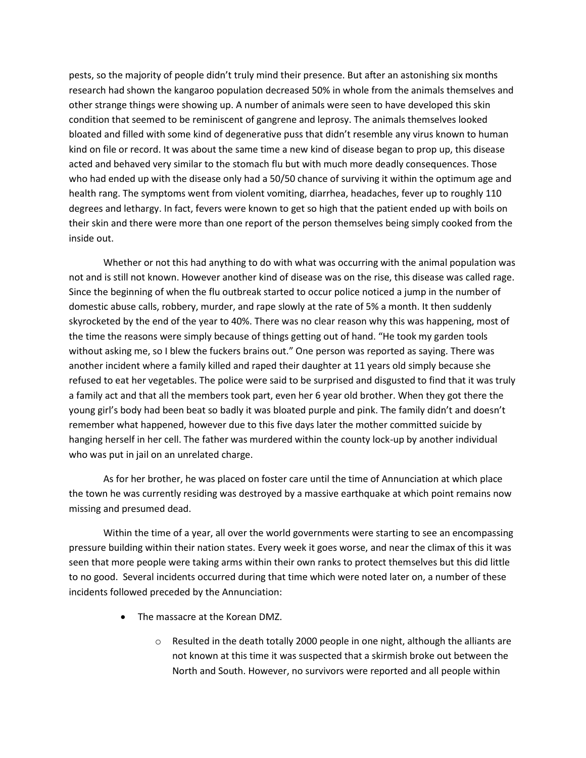pests, so the majority of people didn't truly mind their presence. But after an astonishing six months research had shown the kangaroo population decreased 50% in whole from the animals themselves and other strange things were showing up. A number of animals were seen to have developed this skin condition that seemed to be reminiscent of gangrene and leprosy. The animals themselves looked bloated and filled with some kind of degenerative puss that didn't resemble any virus known to human kind on file or record. It was about the same time a new kind of disease began to prop up, this disease acted and behaved very similar to the stomach flu but with much more deadly consequences. Those who had ended up with the disease only had a 50/50 chance of surviving it within the optimum age and health rang. The symptoms went from violent vomiting, diarrhea, headaches, fever up to roughly 110 degrees and lethargy. In fact, fevers were known to get so high that the patient ended up with boils on their skin and there were more than one report of the person themselves being simply cooked from the inside out.

Whether or not this had anything to do with what was occurring with the animal population was not and is still not known. However another kind of disease was on the rise, this disease was called rage. Since the beginning of when the flu outbreak started to occur police noticed a jump in the number of domestic abuse calls, robbery, murder, and rape slowly at the rate of 5% a month. It then suddenly skyrocketed by the end of the year to 40%. There was no clear reason why this was happening, most of the time the reasons were simply because of things getting out of hand. "He took my garden tools without asking me, so I blew the fuckers brains out." One person was reported as saying. There was another incident where a family killed and raped their daughter at 11 years old simply because she refused to eat her vegetables. The police were said to be surprised and disgusted to find that it was truly a family act and that all the members took part, even her 6 year old brother. When they got there the young girl's body had been beat so badly it was bloated purple and pink. The family didn't and doesn't remember what happened, however due to this five days later the mother committed suicide by hanging herself in her cell. The father was murdered within the county lock-up by another individual who was put in jail on an unrelated charge.

As for her brother, he was placed on foster care until the time of Annunciation at which place the town he was currently residing was destroyed by a massive earthquake at which point remains now missing and presumed dead.

Within the time of a year, all over the world governments were starting to see an encompassing pressure building within their nation states. Every week it goes worse, and near the climax of this it was seen that more people were taking arms within their own ranks to protect themselves but this did little to no good. Several incidents occurred during that time which were noted later on, a number of these incidents followed preceded by the Annunciation:

- The massacre at the Korean DMZ.
    - Resulted in the death totally 2000 people in one night, although the alliants are not known at this time it was suspected that a skirmish broke out between the North and South. However, no survivors were reported and all people within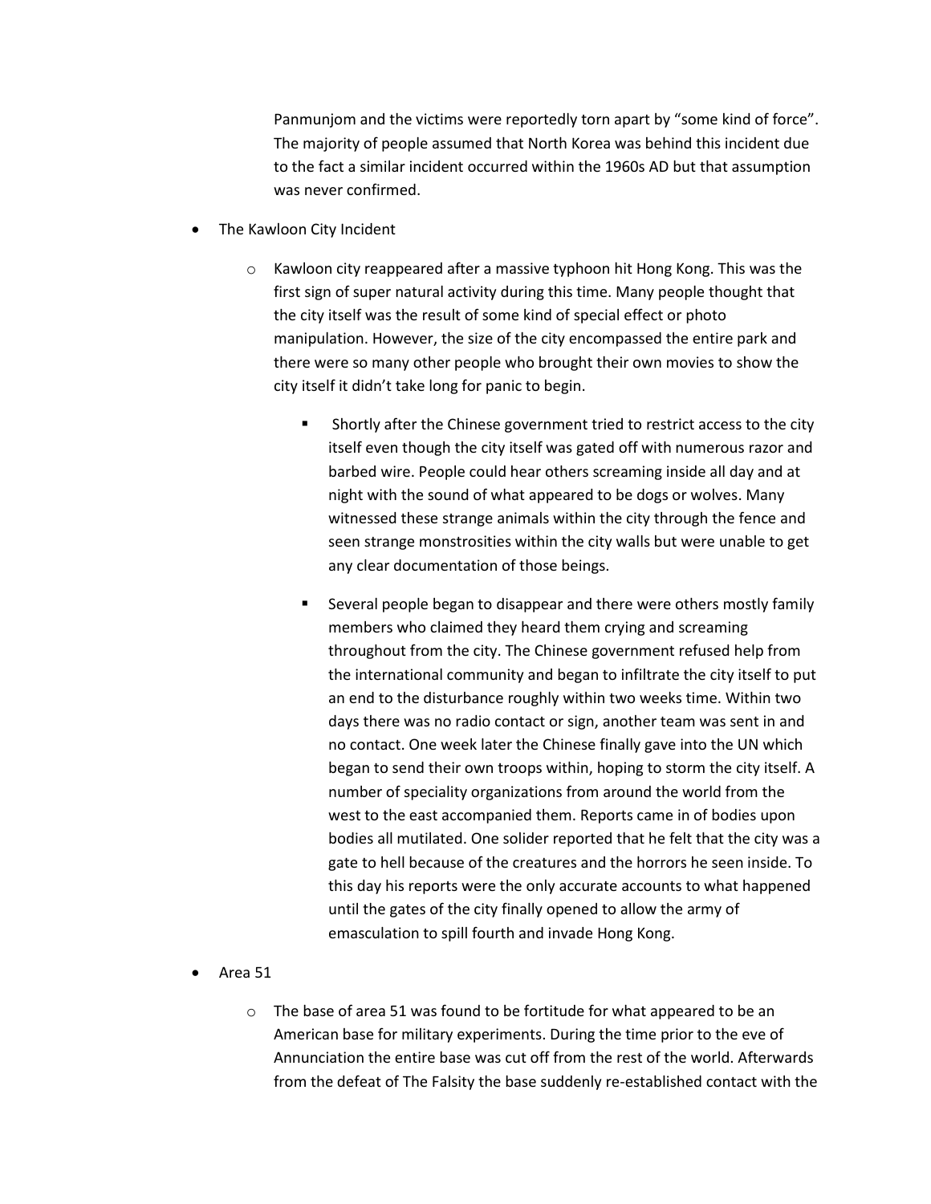Panmunjom and the victims were reportedly torn apart by "some kind of force". The majority of people assumed that North Korea was behind this incident due to the fact a similar incident occurred within the 1960s AD but that assumption was never confirmed.

- The Kawloon City Incident
  - Kawloon city reappeared after a massive typhoon hit Hong Kong. This was the first sign of super natural activity during this time. Many people thought that the city itself was the result of some kind of special effect or photo manipulation. However, the size of the city encompassed the entire park and there were so many other people who brought their own movies to show the city itself it didn't take long for panic to begin.
    - Shortly after the Chinese government tried to restrict access to the city itself even though the city itself was gated off with numerous razor and barbed wire. People could hear others screaming inside all day and at night with the sound of what appeared to be dogs or wolves. Many witnessed these strange animals within the city through the fence and seen strange monstrosities within the city walls but were unable to get any clear documentation of those beings.
    - Several people began to disappear and there were others mostly family members who claimed they heard them crying and screaming throughout from the city. The Chinese government refused help from the international community and began to infiltrate the city itself to put an end to the disturbance roughly within two weeks time. Within two days there was no radio contact or sign, another team was sent in and no contact. One week later the Chinese finally gave into the UN which began to send their own troops within, hoping to storm the city itself. A number of speciality organizations from around the world from the west to the east accompanied them. Reports came in of bodies upon bodies all mutilated. One solider reported that he felt that the city was a gate to hell because of the creatures and the horrors he seen inside. To this day his reports were the only accurate accounts to what happened until the gates of the city finally opened to allow the army of emasculation to spill fourth and invade Hong Kong.
- Area 51
  - The base of area 51 was found to be fortitude for what appeared to be an American base for military experiments. During the time prior to the eve of Annunciation the entire base was cut off from the rest of the world. Afterwards from the defeat of The Falsity the base suddenly re-established contact with the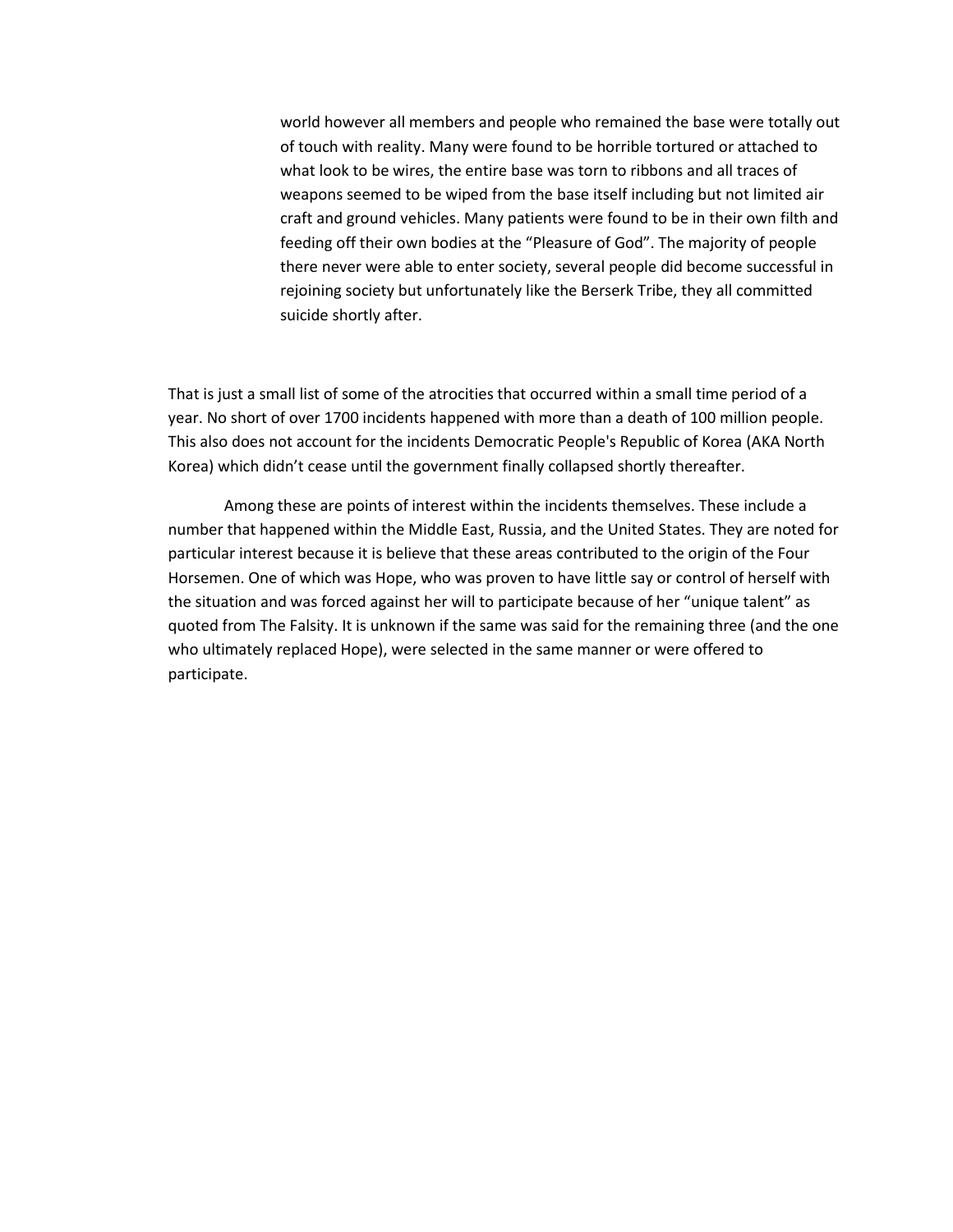world however all members and people who remained the base were totally out of touch with reality. Many were found to be horrible tortured or attached to what look to be wires, the entire base was torn to ribbons and all traces of weapons seemed to be wiped from the base itself including but not limited air craft and ground vehicles. Many patients were found to be in their own filth and feeding off their own bodies at the "Pleasure of God". The majority of people there never were able to enter society, several people did become successful in rejoining society but unfortunately like the Berserk Tribe, they all committed suicide shortly after.

That is just a small list of some of the atrocities that occurred within a small time period of a year. No short of over 1700 incidents happened with more than a death of 100 million people. This also does not account for the incidents Democratic People's Republic of Korea (AKA North Korea) which didn't cease until the government finally collapsed shortly thereafter.

Among these are points of interest within the incidents themselves. These include a number that happened within the Middle East, Russia, and the United States. They are noted for particular interest because it is believe that these areas contributed to the origin of the Four Horsemen. One of which was Hope, who was proven to have little say or control of herself with the situation and was forced against her will to participate because of her "unique talent" as quoted from The Falsity. It is unknown if the same was said for the remaining three (and the one who ultimately replaced Hope), were selected in the same manner or were offered to participate.